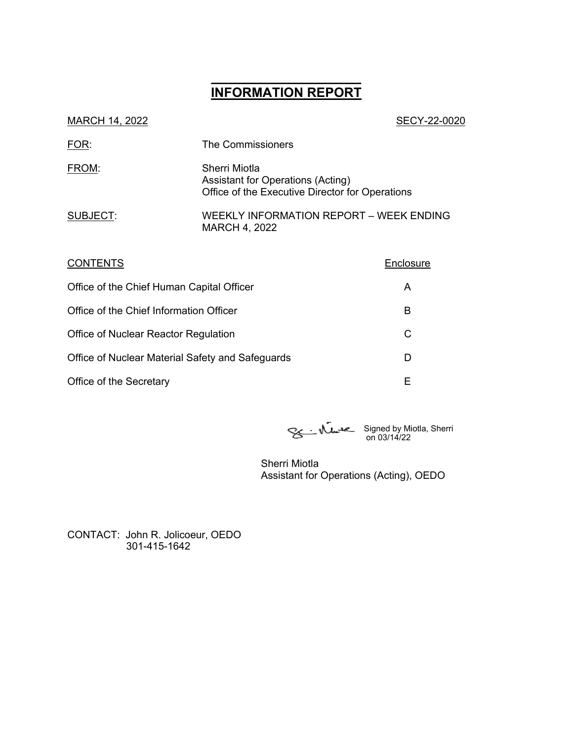# INFORMATION REPORT

MARCH 14, 2022 SECY-22-0020

FOR: The Commissioners

FROM: Sherri Miotla
Assistant for Operations (Acting)
Office of the Executive Director for Operations

SUBJECT: WEEKLY INFORMATION REPORT – WEEK ENDING MARCH 4, 2022

| CONTENTS | Enclosure |
| --- | --- |
| Office of the Chief Human Capital Officer | A |
| Office of the Chief Information Officer | B |
| Office of Nuclear Reactor Regulation | C |
| Office of Nuclear Material Safety and Safeguards | D |
| Office of the Secretary | E |

Signed by Miotla, Sherri on 03/14/22

Sherri Miotla
Assistant for Operations (Acting), OEDO

CONTACT: John R. Jolicoeur, OEDO
301-415-1642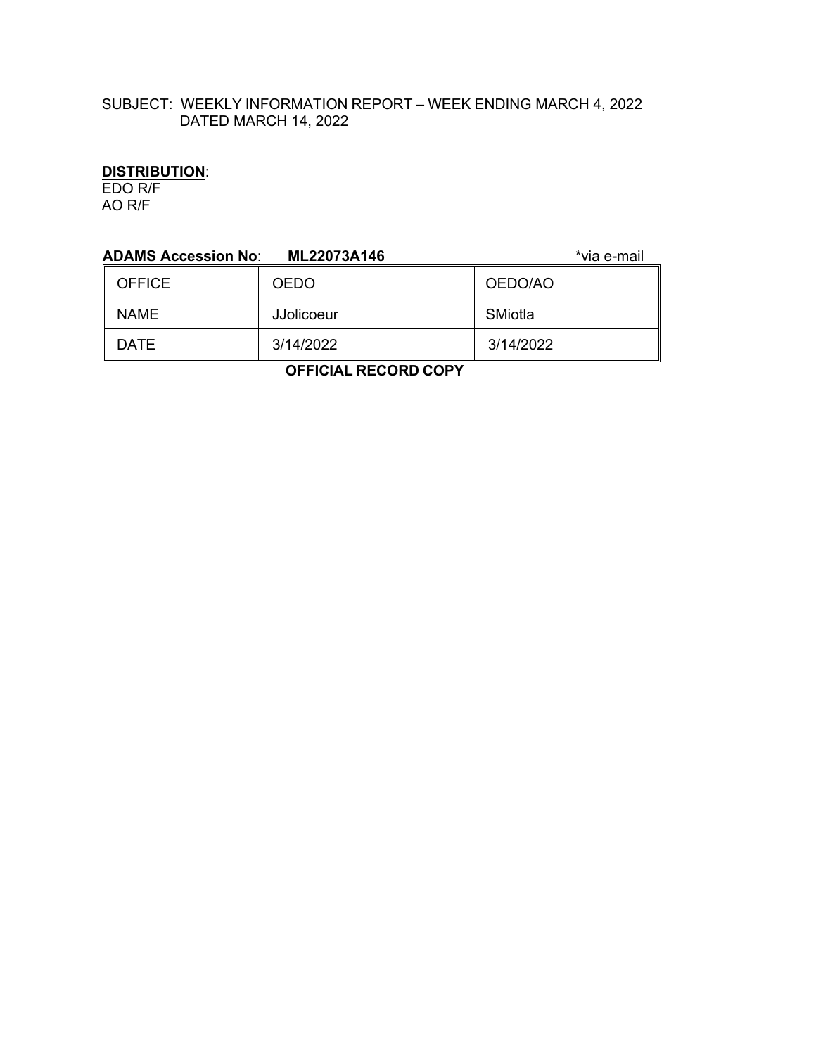SUBJECT: WEEKLY INFORMATION REPORT – WEEK ENDING MARCH 4, 2022 DATED MARCH 14, 2022

**DISTRIBUTION**:
EDO R/F
AO R/F

**ADAMS Accession No**: **ML22073A146** *via e-mail

| OFFICE | OEDO | OEDO/AO |
|---|---|---|
| NAME | JJolicoeur | SMiotla |
| DATE | 3/14/2022 | 3/14/2022 |

**OFFICIAL RECORD COPY**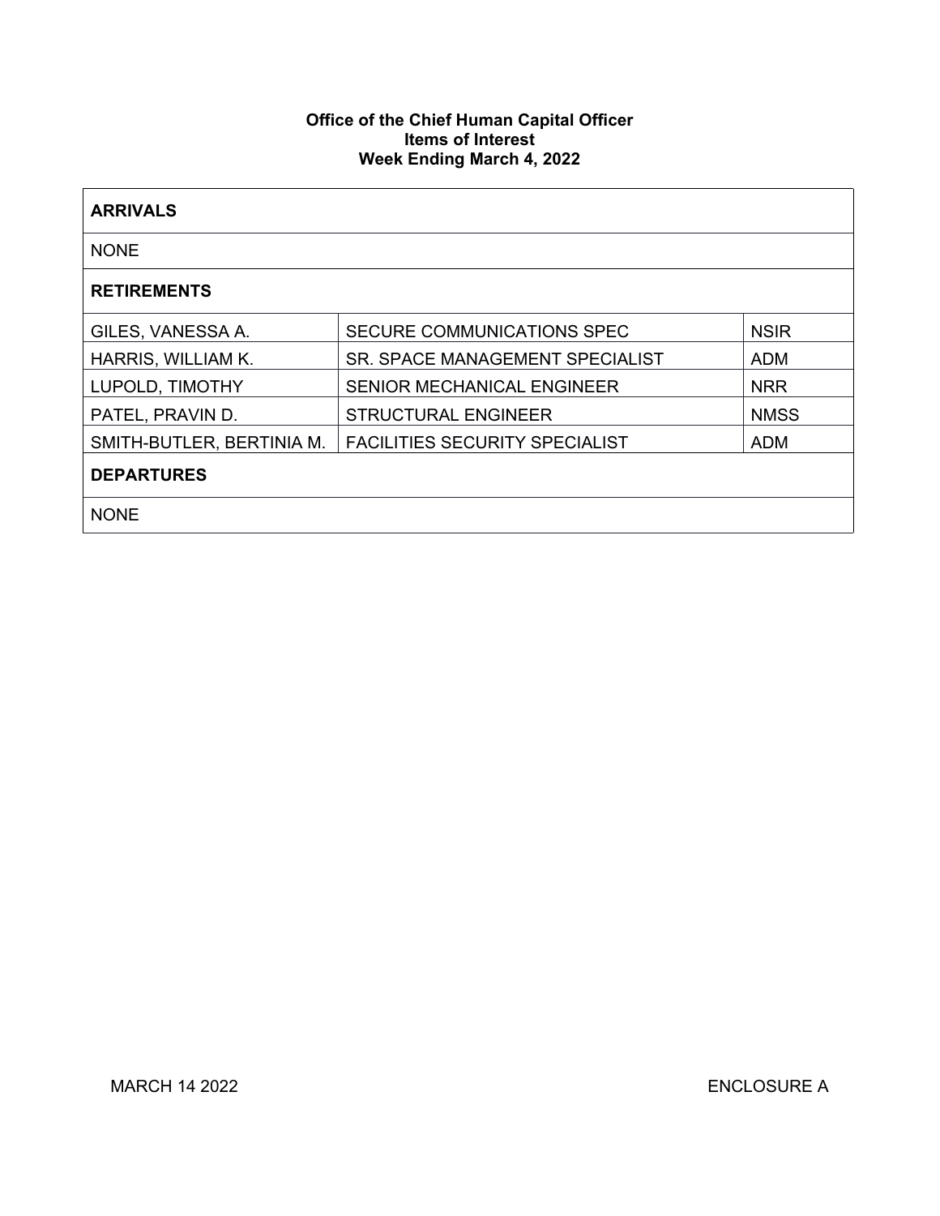**Office of the Chief Human Capital Officer**
**Items of Interest**
**Week Ending March 4, 2022**

| **ARRIVALS** | | |
|---|---|---|
| NONE | | |
| **RETIREMENTS** | | |
| GILES, VANESSA A. | SECURE COMMUNICATIONS SPEC | NSIR |
| HARRIS, WILLIAM K. | SR. SPACE MANAGEMENT SPECIALIST | ADM |
| LUPOLD, TIMOTHY | SENIOR MECHANICAL ENGINEER | NRR |
| PATEL, PRAVIN D. | STRUCTURAL ENGINEER | NMSS |
| SMITH-BUTLER, BERTINIA M. | FACILITIES SECURITY SPECIALIST | ADM |
| **DEPARTURES** | | |
| NONE | | |

MARCH 14 2022 ENCLOSURE A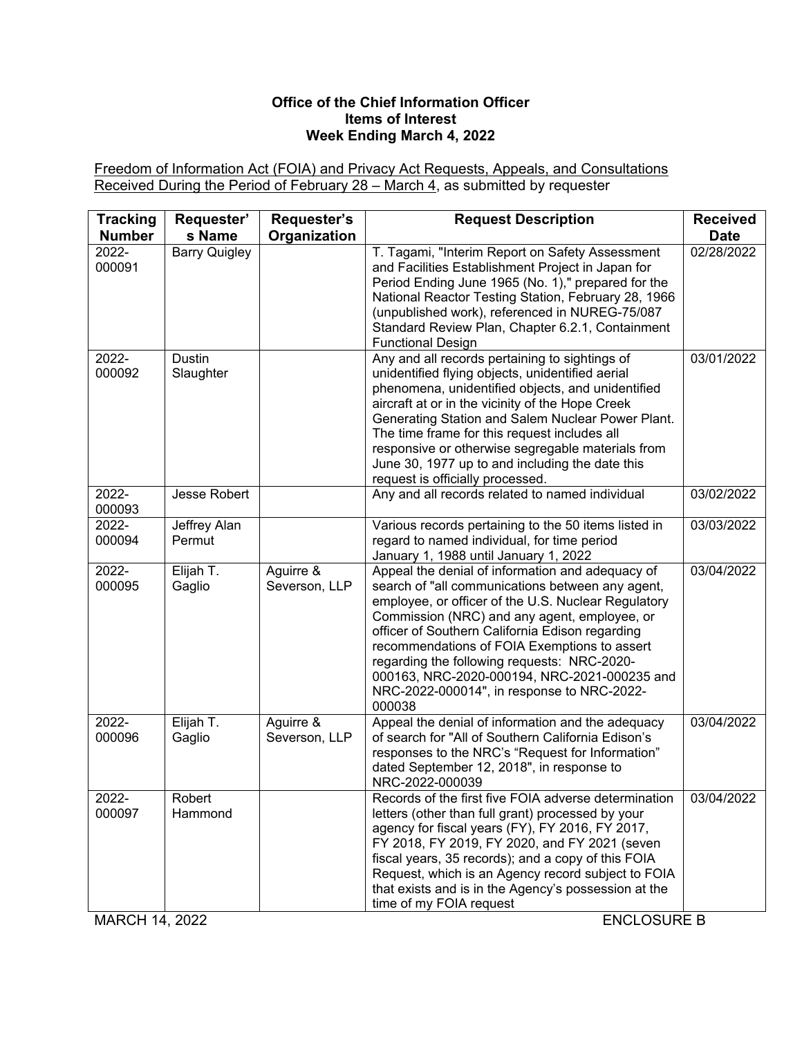**Office of the Chief Information Officer**
**Items of Interest**
**Week Ending March 4, 2022**

Freedom of Information Act (FOIA) and Privacy Act Requests, Appeals, and Consultations Received During the Period of February 28 – March 4, as submitted by requester

| Tracking Number | Requester's Name | Requester's Organization | Request Description | Received Date |
|---|---|---|---|---|
| 2022-000091 | Barry Quigley | | T. Tagami, "Interim Report on Safety Assessment and Facilities Establishment Project in Japan for Period Ending June 1965 (No. 1)," prepared for the National Reactor Testing Station, February 28, 1966 (unpublished work), referenced in NUREG-75/087 Standard Review Plan, Chapter 6.2.1, Containment Functional Design | 02/28/2022 |
| 2022-000092 | Dustin Slaughter | | Any and all records pertaining to sightings of unidentified flying objects, unidentified aerial phenomena, unidentified objects, and unidentified aircraft at or in the vicinity of the Hope Creek Generating Station and Salem Nuclear Power Plant. The time frame for this request includes all responsive or otherwise segregable materials from June 30, 1977 up to and including the date this request is officially processed. | 03/01/2022 |
| 2022-000093 | Jesse Robert | | Any and all records related to named individual | 03/02/2022 |
| 2022-000094 | Jeffrey Alan Permut | | Various records pertaining to the 50 items listed in regard to named individual, for time period January 1, 1988 until January 1, 2022 | 03/03/2022 |
| 2022-000095 | Elijah T. Gaglio | Aguirre & Severson, LLP | Appeal the denial of information and adequacy of search of "all communications between any agent, employee, or officer of the U.S. Nuclear Regulatory Commission (NRC) and any agent, employee, or officer of Southern California Edison regarding recommendations of FOIA Exemptions to assert regarding the following requests: NRC-2020-000163, NRC-2020-000194, NRC-2021-000235 and NRC-2022-000014", in response to NRC-2022-000038 | 03/04/2022 |
| 2022-000096 | Elijah T. Gaglio | Aguirre & Severson, LLP | Appeal the denial of information and the adequacy of search for "All of Southern California Edison's responses to the NRC's "Request for Information" dated September 12, 2018", in response to NRC-2022-000039 | 03/04/2022 |
| 2022-000097 | Robert Hammond | | Records of the first five FOIA adverse determination letters (other than full grant) processed by your agency for fiscal years (FY), FY 2016, FY 2017, FY 2018, FY 2019, FY 2020, and FY 2021 (seven fiscal years, 35 records); and a copy of this FOIA Request, which is an Agency record subject to FOIA that exists and is in the Agency's possession at the time of my FOIA request | 03/04/2022 |

MARCH 14, 2022 ENCLOSURE B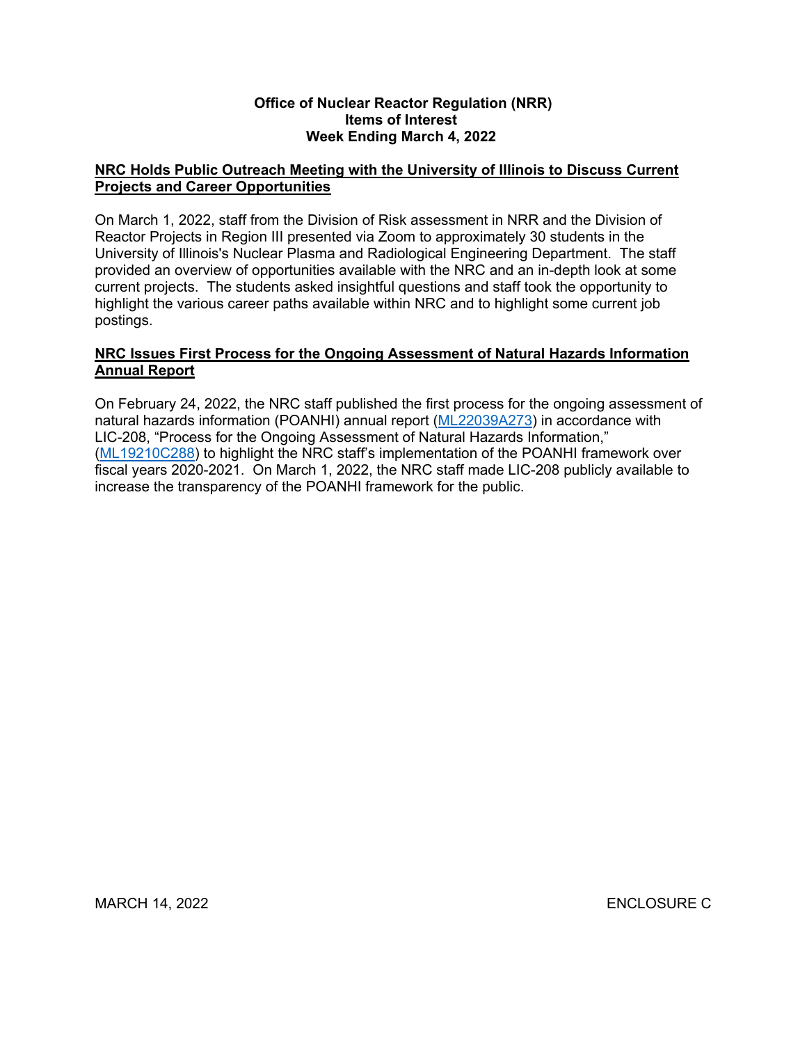**Office of Nuclear Reactor Regulation (NRR)**
**Items of Interest**
**Week Ending March 4, 2022**

## NRC Holds Public Outreach Meeting with the University of Illinois to Discuss Current Projects and Career Opportunities

On March 1, 2022, staff from the Division of Risk assessment in NRR and the Division of Reactor Projects in Region III presented via Zoom to approximately 30 students in the University of Illinois's Nuclear Plasma and Radiological Engineering Department. The staff provided an overview of opportunities available with the NRC and an in-depth look at some current projects. The students asked insightful questions and staff took the opportunity to highlight the various career paths available within NRC and to highlight some current job postings.

## NRC Issues First Process for the Ongoing Assessment of Natural Hazards Information Annual Report

On February 24, 2022, the NRC staff published the first process for the ongoing assessment of natural hazards information (POANHI) annual report (ML22039A273) in accordance with LIC-208, "Process for the Ongoing Assessment of Natural Hazards Information," (ML19210C288) to highlight the NRC staff's implementation of the POANHI framework over fiscal years 2020-2021. On March 1, 2022, the NRC staff made LIC-208 publicly available to increase the transparency of the POANHI framework for the public.

MARCH 14, 2022 ENCLOSURE C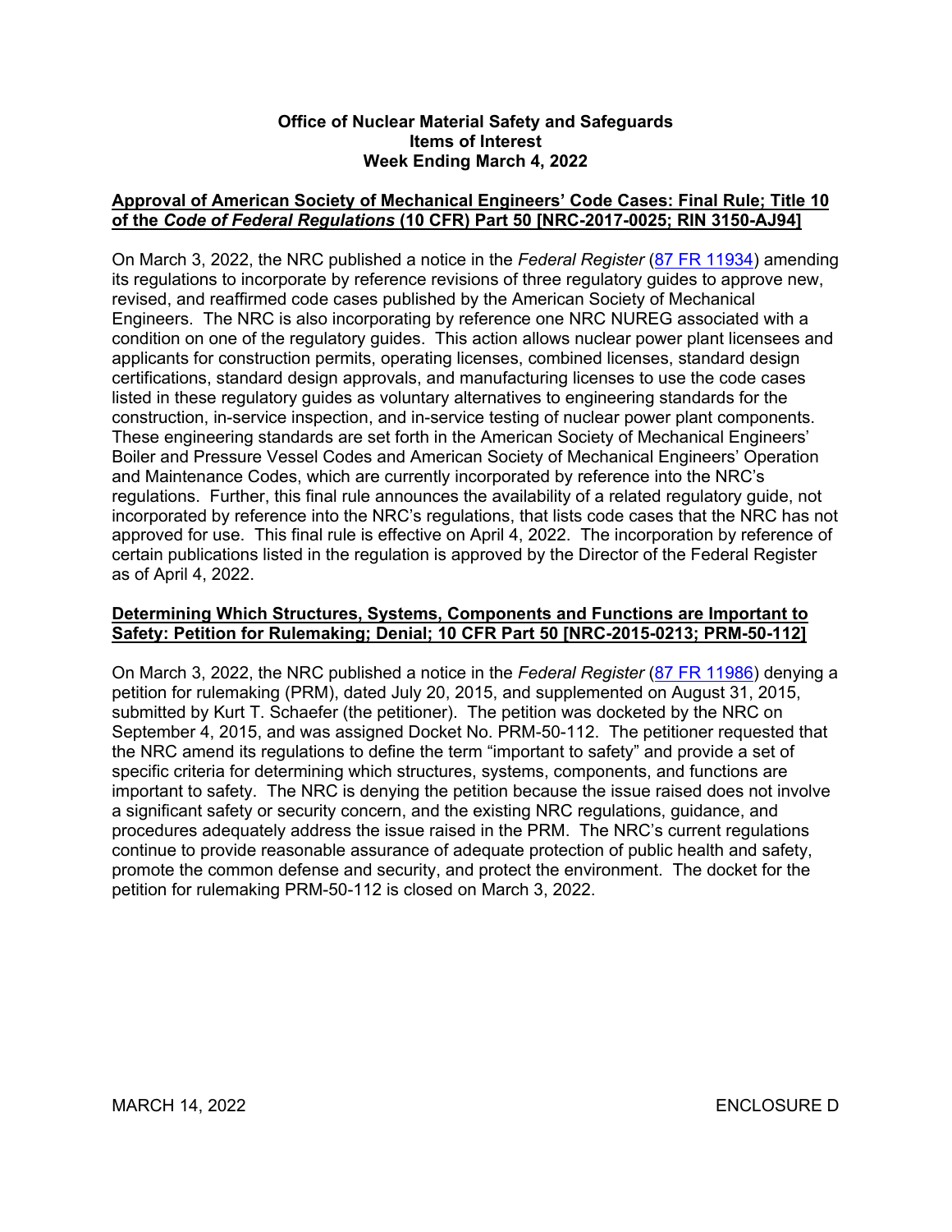**Office of Nuclear Material Safety and Safeguards**
**Items of Interest**
**Week Ending March 4, 2022**

**Approval of American Society of Mechanical Engineers' Code Cases: Final Rule; Title 10 of the *Code of Federal Regulations* (10 CFR) Part 50 [NRC-2017-0025; RIN 3150-AJ94]**

On March 3, 2022, the NRC published a notice in the *Federal Register* (87 FR 11934) amending its regulations to incorporate by reference revisions of three regulatory guides to approve new, revised, and reaffirmed code cases published by the American Society of Mechanical Engineers. The NRC is also incorporating by reference one NRC NUREG associated with a condition on one of the regulatory guides. This action allows nuclear power plant licensees and applicants for construction permits, operating licenses, combined licenses, standard design certifications, standard design approvals, and manufacturing licenses to use the code cases listed in these regulatory guides as voluntary alternatives to engineering standards for the construction, in-service inspection, and in-service testing of nuclear power plant components. These engineering standards are set forth in the American Society of Mechanical Engineers' Boiler and Pressure Vessel Codes and American Society of Mechanical Engineers' Operation and Maintenance Codes, which are currently incorporated by reference into the NRC's regulations. Further, this final rule announces the availability of a related regulatory guide, not incorporated by reference into the NRC's regulations, that lists code cases that the NRC has not approved for use. This final rule is effective on April 4, 2022. The incorporation by reference of certain publications listed in the regulation is approved by the Director of the Federal Register as of April 4, 2022.

**Determining Which Structures, Systems, Components and Functions are Important to Safety: Petition for Rulemaking; Denial; 10 CFR Part 50 [NRC-2015-0213; PRM-50-112]**

On March 3, 2022, the NRC published a notice in the *Federal Register* (87 FR 11986) denying a petition for rulemaking (PRM), dated July 20, 2015, and supplemented on August 31, 2015, submitted by Kurt T. Schaefer (the petitioner). The petition was docketed by the NRC on September 4, 2015, and was assigned Docket No. PRM-50-112. The petitioner requested that the NRC amend its regulations to define the term "important to safety" and provide a set of specific criteria for determining which structures, systems, components, and functions are important to safety. The NRC is denying the petition because the issue raised does not involve a significant safety or security concern, and the existing NRC regulations, guidance, and procedures adequately address the issue raised in the PRM. The NRC's current regulations continue to provide reasonable assurance of adequate protection of public health and safety, promote the common defense and security, and protect the environment. The docket for the petition for rulemaking PRM-50-112 is closed on March 3, 2022.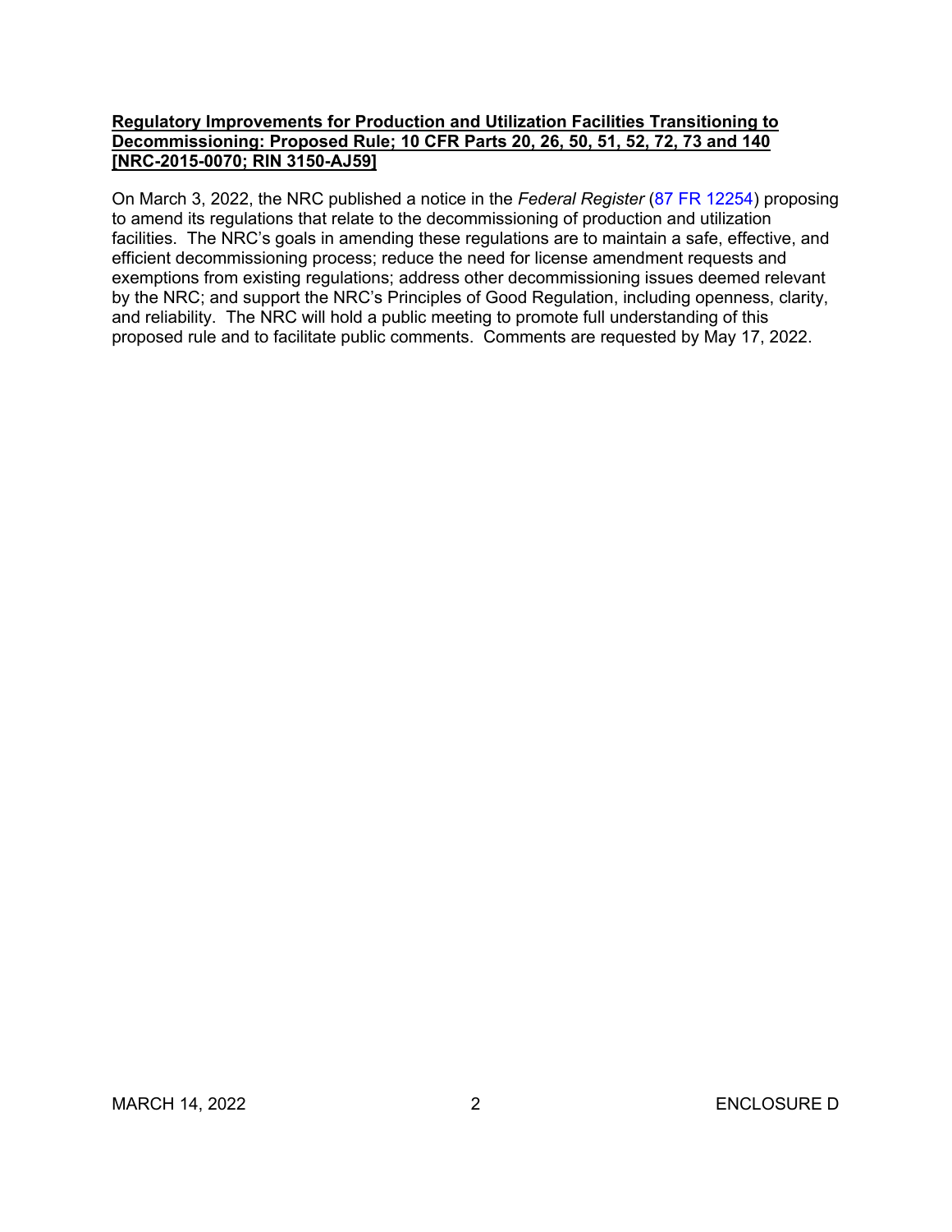**Regulatory Improvements for Production and Utilization Facilities Transitioning to Decommissioning: Proposed Rule; 10 CFR Parts 20, 26, 50, 51, 52, 72, 73 and 140 [NRC-2015-0070; RIN 3150-AJ59]**

On March 3, 2022, the NRC published a notice in the *Federal Register* (87 FR 12254) proposing to amend its regulations that relate to the decommissioning of production and utilization facilities. The NRC's goals in amending these regulations are to maintain a safe, effective, and efficient decommissioning process; reduce the need for license amendment requests and exemptions from existing regulations; address other decommissioning issues deemed relevant by the NRC; and support the NRC's Principles of Good Regulation, including openness, clarity, and reliability. The NRC will hold a public meeting to promote full understanding of this proposed rule and to facilitate public comments. Comments are requested by May 17, 2022.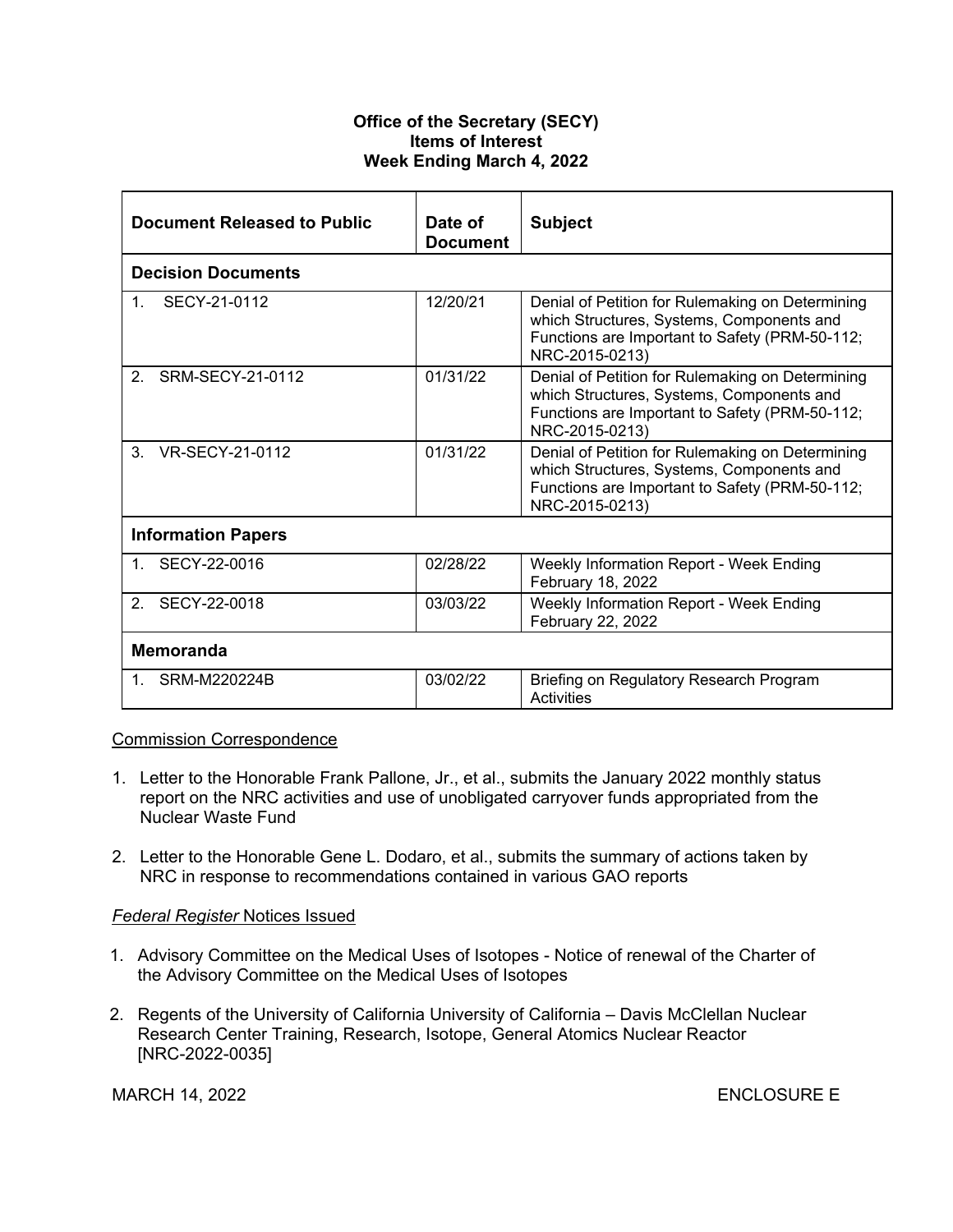**Office of the Secretary (SECY)**
**Items of Interest**
**Week Ending March 4, 2022**

| Document Released to Public | Date of Document | Subject |
|---|---|---|
| **Decision Documents** | | |
| 1. SECY-21-0112 | 12/20/21 | Denial of Petition for Rulemaking on Determining which Structures, Systems, Components and Functions are Important to Safety (PRM-50-112; NRC-2015-0213) |
| 2. SRM-SECY-21-0112 | 01/31/22 | Denial of Petition for Rulemaking on Determining which Structures, Systems, Components and Functions are Important to Safety (PRM-50-112; NRC-2015-0213) |
| 3. VR-SECY-21-0112 | 01/31/22 | Denial of Petition for Rulemaking on Determining which Structures, Systems, Components and Functions are Important to Safety (PRM-50-112; NRC-2015-0213) |
| **Information Papers** | | |
| 1. SECY-22-0016 | 02/28/22 | Weekly Information Report - Week Ending February 18, 2022 |
| 2. SECY-22-0018 | 03/03/22 | Weekly Information Report - Week Ending February 22, 2022 |
| **Memoranda** | | |
| 1. SRM-M220224B | 03/02/22 | Briefing on Regulatory Research Program Activities |

Commission Correspondence

1. Letter to the Honorable Frank Pallone, Jr., et al., submits the January 2022 monthly status report on the NRC activities and use of unobligated carryover funds appropriated from the Nuclear Waste Fund

2. Letter to the Honorable Gene L. Dodaro, et al., submits the summary of actions taken by NRC in response to recommendations contained in various GAO reports

*Federal Register* Notices Issued

1. Advisory Committee on the Medical Uses of Isotopes - Notice of renewal of the Charter of the Advisory Committee on the Medical Uses of Isotopes

2. Regents of the University of California University of California – Davis McClellan Nuclear Research Center Training, Research, Isotope, General Atomics Nuclear Reactor [NRC-2022-0035]

MARCH 14, 2022 ENCLOSURE E